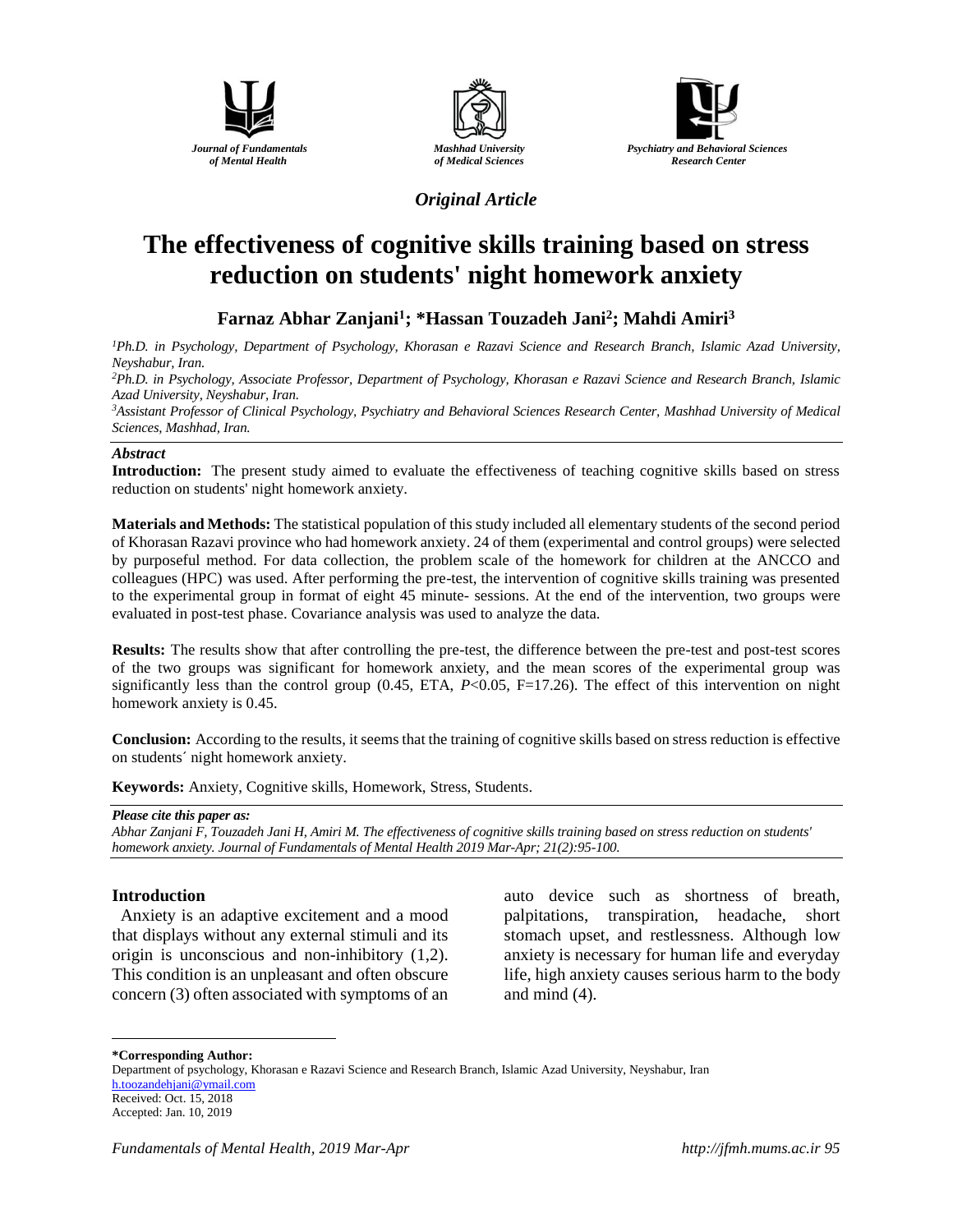Journal of Fundamentals of Mental Health

Mashhad University of Medical Sciences

Psychiatry and Behavioral Sciences Research Center

*Original Article*

# The effectiveness of cognitive skills training based on stress reduction on students' night homework anxiety

**Farnaz Abhar Zanjani[1]; \*Hassan Touzadeh Jani[2]; Mahdi Amiri[3]**

[1]*Ph.D. in Psychology, Department of Psychology, Khorasan e Razavi Science and Research Branch, Islamic Azad University, Neyshabur, Iran.*

[2]*Ph.D. in Psychology, Associate Professor, Department of Psychology, Khorasan e Razavi Science and Research Branch, Islamic Azad University, Neyshabur, Iran.*

[3]*Assistant Professor of Clinical Psychology, Psychiatry and Behavioral Sciences Research Center, Mashhad University of Medical Sciences, Mashhad, Iran.*

## *Abstract*

**Introduction:** The present study aimed to evaluate the effectiveness of teaching cognitive skills based on stress reduction on students' night homework anxiety.

**Materials and Methods:** The statistical population of this study included all elementary students of the second period of Khorasan Razavi province who had homework anxiety. 24 of them (experimental and control groups) were selected by purposeful method. For data collection, the problem scale of the homework for children at the ANCCO and colleagues (HPC) was used. After performing the pre-test, the intervention of cognitive skills training was presented to the experimental group in format of eight 45 minute- sessions. At the end of the intervention, two groups were evaluated in post-test phase. Covariance analysis was used to analyze the data.

**Results:** The results show that after controlling the pre-test, the difference between the pre-test and post-test scores of the two groups was significant for homework anxiety, and the mean scores of the experimental group was significantly less than the control group (0.45, ETA, $P<0.05$, F=17.26). The effect of this intervention on night homework anxiety is 0.45.

**Conclusion:** According to the results, it seems that the training of cognitive skills based on stress reduction is effective on students´ night homework anxiety.

**Keywords:** Anxiety, Cognitive skills, Homework, Stress, Students.

***Please cite this paper as:***
*Abhar Zanjani F, Touzadeh Jani H, Amiri M. The effectiveness of cognitive skills training based on stress reduction on students' homework anxiety. Journal of Fundamentals of Mental Health 2019 Mar-Apr; 21(2):95-100.*

## Introduction

Anxiety is an adaptive excitement and a mood that displays without any external stimuli and its origin is unconscious and non-inhibitory (1,2). This condition is an unpleasant and often obscure concern (3) often associated with symptoms of an auto device such as shortness of breath, palpitations, transpiration, headache, short stomach upset, and restlessness. Although low anxiety is necessary for human life and everyday life, high anxiety causes serious harm to the body and mind (4).

---

**\*Corresponding Author:**
Department of psychology, Khorasan e Razavi Science and Research Branch, Islamic Azad University, Neyshabur, Iran
h.toozandehjani@ymail.com
Received: Oct. 15, 2018
Accepted: Jan. 10, 2019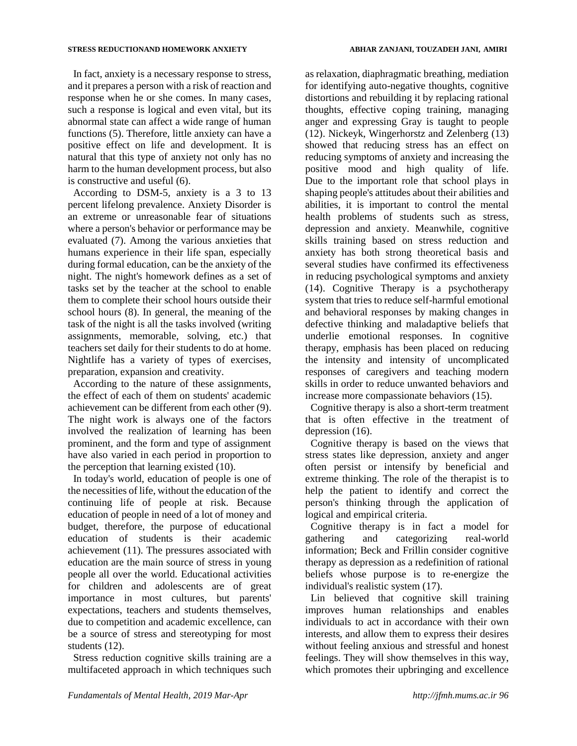In fact, anxiety is a necessary response to stress, and it prepares a person with a risk of reaction and response when he or she comes. In many cases, such a response is logical and even vital, but its abnormal state can affect a wide range of human functions (5). Therefore, little anxiety can have a positive effect on life and development. It is natural that this type of anxiety not only has no harm to the human development process, but also is constructive and useful (6).

According to DSM-5, anxiety is a 3 to 13 percent lifelong prevalence. Anxiety Disorder is an extreme or unreasonable fear of situations where a person's behavior or performance may be evaluated (7). Among the various anxieties that humans experience in their life span, especially during formal education, can be the anxiety of the night. The night's homework defines as a set of tasks set by the teacher at the school to enable them to complete their school hours outside their school hours (8). In general, the meaning of the task of the night is all the tasks involved (writing assignments, memorable, solving, etc.) that teachers set daily for their students to do at home. Nightlife has a variety of types of exercises, preparation, expansion and creativity.

According to the nature of these assignments, the effect of each of them on students' academic achievement can be different from each other (9). The night work is always one of the factors involved the realization of learning has been prominent, and the form and type of assignment have also varied in each period in proportion to the perception that learning existed (10).

In today's world, education of people is one of the necessities of life, without the education of the continuing life of people at risk. Because education of people in need of a lot of money and budget, therefore, the purpose of educational education of students is their academic achievement (11). The pressures associated with education are the main source of stress in young people all over the world. Educational activities for children and adolescents are of great importance in most cultures, but parents' expectations, teachers and students themselves, due to competition and academic excellence, can be a source of stress and stereotyping for most students (12).

Stress reduction cognitive skills training are a multifaceted approach in which techniques such as relaxation, diaphragmatic breathing, mediation for identifying auto-negative thoughts, cognitive distortions and rebuilding it by replacing rational thoughts, effective coping training, managing anger and expressing Gray is taught to people (12). Nickeyk, Wingerhorstz and Zelenberg (13) showed that reducing stress has an effect on reducing symptoms of anxiety and increasing the positive mood and high quality of life. Due to the important role that school plays in shaping people's attitudes about their abilities and abilities, it is important to control the mental health problems of students such as stress, depression and anxiety. Meanwhile, cognitive skills training based on stress reduction and anxiety has both strong theoretical basis and several studies have confirmed its effectiveness in reducing psychological symptoms and anxiety (14). Cognitive Therapy is a psychotherapy system that tries to reduce self-harmful emotional and behavioral responses by making changes in defective thinking and maladaptive beliefs that underlie emotional responses. In cognitive therapy, emphasis has been placed on reducing the intensity and intensity of uncomplicated responses of caregivers and teaching modern skills in order to reduce unwanted behaviors and increase more compassionate behaviors (15).

Cognitive therapy is also a short-term treatment that is often effective in the treatment of depression (16).

Cognitive therapy is based on the views that stress states like depression, anxiety and anger often persist or intensify by beneficial and extreme thinking. The role of the therapist is to help the patient to identify and correct the person's thinking through the application of logical and empirical criteria.

Cognitive therapy is in fact a model for gathering and categorizing real-world information; Beck and Frillin consider cognitive therapy as depression as a redefinition of rational beliefs whose purpose is to re-energize the individual's realistic system (17).

Lin believed that cognitive skill training improves human relationships and enables individuals to act in accordance with their own interests, and allow them to express their desires without feeling anxious and stressful and honest feelings. They will show themselves in this way, which promotes their upbringing and excellence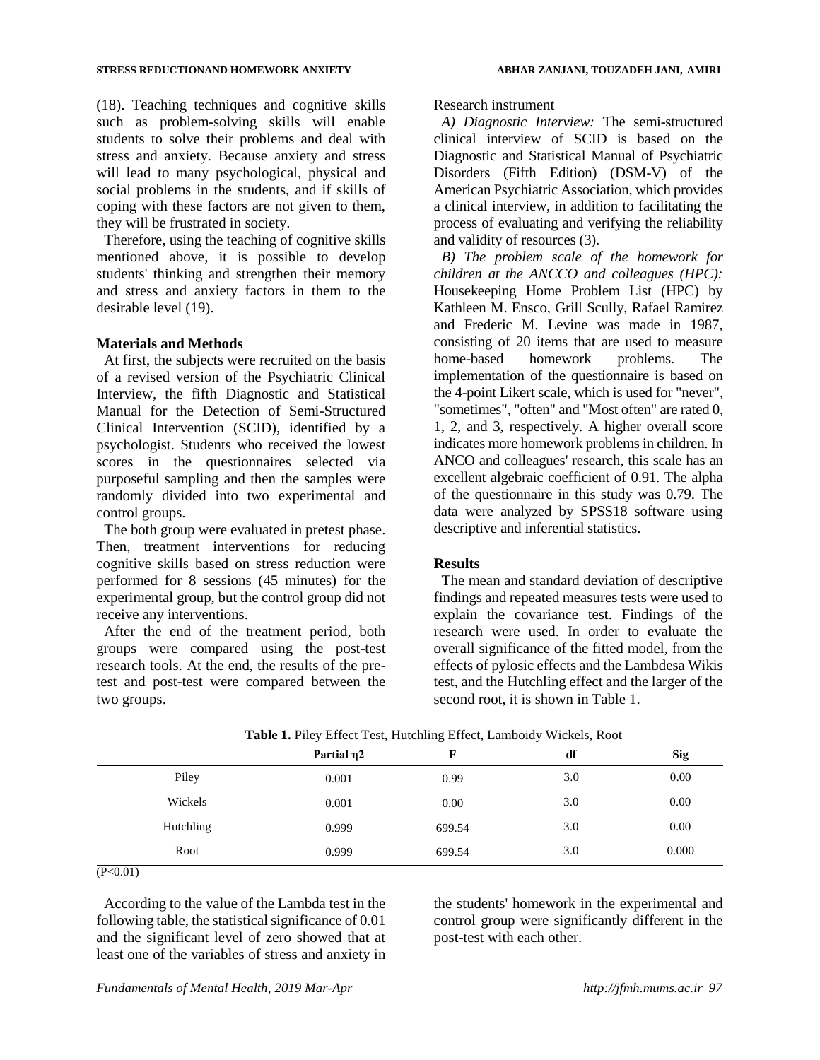(18). Teaching techniques and cognitive skills such as problem-solving skills will enable students to solve their problems and deal with stress and anxiety. Because anxiety and stress will lead to many psychological, physical and social problems in the students, and if skills of coping with these factors are not given to them, they will be frustrated in society.

Therefore, using the teaching of cognitive skills mentioned above, it is possible to develop students' thinking and strengthen their memory and stress and anxiety factors in them to the desirable level (19).

**Materials and Methods**

At first, the subjects were recruited on the basis of a revised version of the Psychiatric Clinical Interview, the fifth Diagnostic and Statistical Manual for the Detection of Semi-Structured Clinical Intervention (SCID), identified by a psychologist. Students who received the lowest scores in the questionnaires selected via purposeful sampling and then the samples were randomly divided into two experimental and control groups.

The both group were evaluated in pretest phase. Then, treatment interventions for reducing cognitive skills based on stress reduction were performed for 8 sessions (45 minutes) for the experimental group, but the control group did not receive any interventions.

After the end of the treatment period, both groups were compared using the post-test research tools. At the end, the results of the pre-test and post-test were compared between the two groups.

Research instrument

*A) Diagnostic Interview:* The semi-structured clinical interview of SCID is based on the Diagnostic and Statistical Manual of Psychiatric Disorders (Fifth Edition) (DSM-V) of the American Psychiatric Association, which provides a clinical interview, in addition to facilitating the process of evaluating and verifying the reliability and validity of resources (3).

*B) The problem scale of the homework for children at the ANCCO and colleagues (HPC):* Housekeeping Home Problem List (HPC) by Kathleen M. Ensco, Grill Scully, Rafael Ramirez and Frederic M. Levine was made in 1987, consisting of 20 items that are used to measure home-based homework problems. The implementation of the questionnaire is based on the 4-point Likert scale, which is used for "never", "sometimes", "often" and "Most often" are rated 0, 1, 2, and 3, respectively. A higher overall score indicates more homework problems in children. In ANCO and colleagues' research, this scale has an excellent algebraic coefficient of 0.91. The alpha of the questionnaire in this study was 0.79. The data were analyzed by SPSS18 software using descriptive and inferential statistics.

**Results**

The mean and standard deviation of descriptive findings and repeated measures tests were used to explain the covariance test. Findings of the research were used. In order to evaluate the overall significance of the fitted model, from the effects of pylosic effects and the Lambdesa Wikis test, and the Hutchling effect and the larger of the second root, it is shown in Table 1.

**Table 1.** Piley Effect Test, Hutchling Effect, Lamboidy Wickels, Root

| | Partial η2 | F | df | Sig |
|---|---|---|---|---|
| Piley | 0.001 | 0.99 | 3.0 | 0.00 |
| Wickels | 0.001 | 0.00 | 3.0 | 0.00 |
| Hutchling | 0.999 | 699.54 | 3.0 | 0.00 |
| Root | 0.999 | 699.54 | 3.0 | 0.000 |

(P<0.01)

According to the value of the Lambda test in the following table, the statistical significance of 0.01 and the significant level of zero showed that at least one of the variables of stress and anxiety in the students' homework in the experimental and control group were significantly different in the post-test with each other.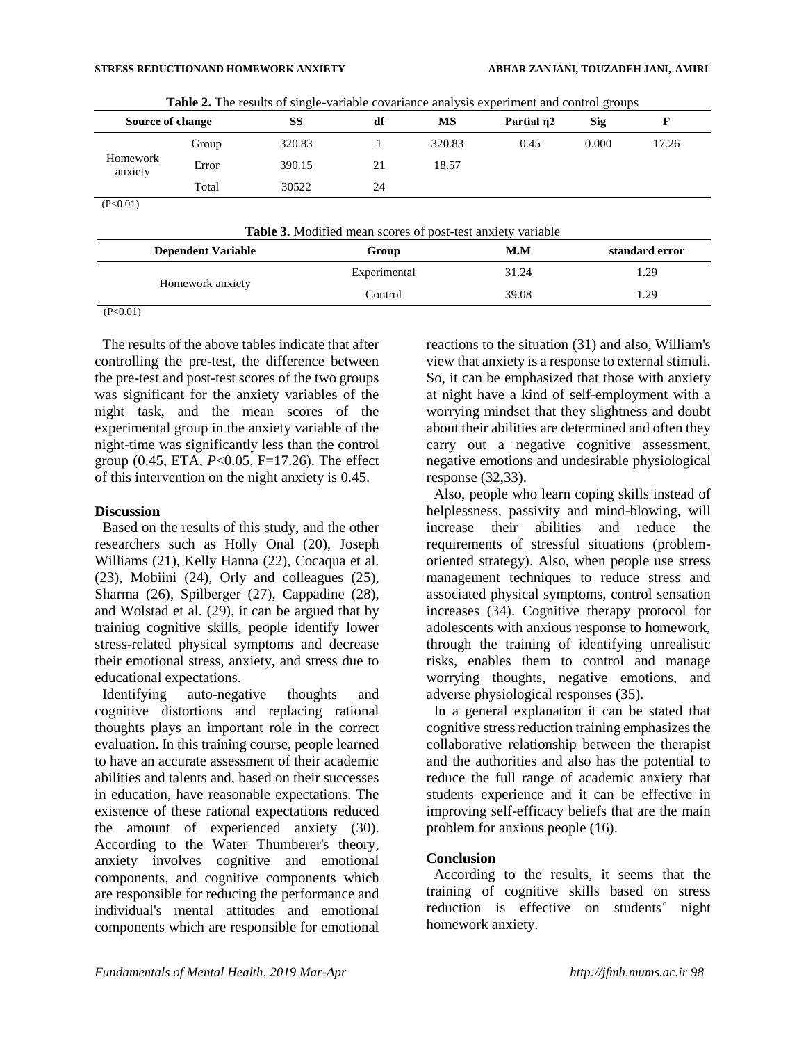**Table 2.** The results of single-variable covariance analysis experiment and control groups

| Source of change | | SS | df | MS | Partial η2 | Sig | F |
|---|---|---|---|---|---|---|---|
| Homework anxiety | Group | 320.83 | 1 | 320.83 | 0.45 | 0.000 | 17.26 |
| | Error | 390.15 | 21 | 18.57 | | | |
| | Total | 30522 | 24 | | | | |

(P<0.01)

**Table 3.** Modified mean scores of post-test anxiety variable

| Dependent Variable | Group | M.M | standard error |
|---|---|---|---|
| Homework anxiety | Experimental | 31.24 | 1.29 |
| | Control | 39.08 | 1.29 |

(P<0.01)

The results of the above tables indicate that after controlling the pre-test, the difference between the pre-test and post-test scores of the two groups was significant for the anxiety variables of the night task, and the mean scores of the experimental group in the anxiety variable of the night-time was significantly less than the control group (0.45, ETA, $P<0.05$, F=17.26). The effect of this intervention on the night anxiety is 0.45.

## Discussion

Based on the results of this study, and the other researchers such as Holly Onal (20), Joseph Williams (21), Kelly Hanna (22), Cocaqua et al. (23), Mobiini (24), Orly and colleagues (25), Sharma (26), Spilberger (27), Cappadine (28), and Wolstad et al. (29), it can be argued that by training cognitive skills, people identify lower stress-related physical symptoms and decrease their emotional stress, anxiety, and stress due to educational expectations.

Identifying auto-negative thoughts and cognitive distortions and replacing rational thoughts plays an important role in the correct evaluation. In this training course, people learned to have an accurate assessment of their academic abilities and talents and, based on their successes in education, have reasonable expectations. The existence of these rational expectations reduced the amount of experienced anxiety (30). According to the Water Thumberer's theory, anxiety involves cognitive and emotional components, and cognitive components which are responsible for reducing the performance and individual's mental attitudes and emotional components which are responsible for emotional reactions to the situation (31) and also, William's view that anxiety is a response to external stimuli. So, it can be emphasized that those with anxiety at night have a kind of self-employment with a worrying mindset that they slightness and doubt about their abilities are determined and often they carry out a negative cognitive assessment, negative emotions and undesirable physiological response (32,33).

Also, people who learn coping skills instead of helplessness, passivity and mind-blowing, will increase their abilities and reduce the requirements of stressful situations (problem-oriented strategy). Also, when people use stress management techniques to reduce stress and associated physical symptoms, control sensation increases (34). Cognitive therapy protocol for adolescents with anxious response to homework, through the training of identifying unrealistic risks, enables them to control and manage worrying thoughts, negative emotions, and adverse physiological responses (35).

In a general explanation it can be stated that cognitive stress reduction training emphasizes the collaborative relationship between the therapist and the authorities and also has the potential to reduce the full range of academic anxiety that students experience and it can be effective in improving self-efficacy beliefs that are the main problem for anxious people (16).

## Conclusion

According to the results, it seems that the training of cognitive skills based on stress reduction is effective on students´ night homework anxiety.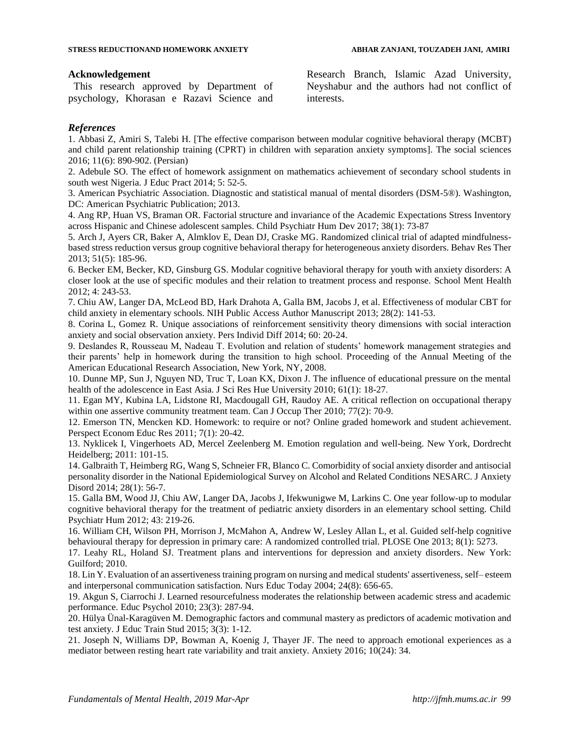## Acknowledgement

This research approved by Department of psychology, Khorasan e Razavi Science and Research Branch, Islamic Azad University, Neyshabur and the authors had not conflict of interests.

## *References*

1. Abbasi Z, Amiri S, Talebi H. [The effective comparison between modular cognitive behavioral therapy (MCBT) and child parent relationship training (CPRT) in children with separation anxiety symptoms]. The social sciences 2016; 11(6): 890-902. (Persian)
2. Adebule SO. The effect of homework assignment on mathematics achievement of secondary school students in south west Nigeria. J Educ Pract 2014; 5: 52-5.
3. American Psychiatric Association. Diagnostic and statistical manual of mental disorders (DSM-5®). Washington, DC: American Psychiatric Publication; 2013.
4. Ang RP, Huan VS, Braman OR. Factorial structure and invariance of the Academic Expectations Stress Inventory across Hispanic and Chinese adolescent samples. Child Psychiatr Hum Dev 2017; 38(1): 73-87
5. Arch J, Ayers CR, Baker A, Almklov E, Dean DJ, Craske MG. Randomized clinical trial of adapted mindfulness-based stress reduction versus group cognitive behavioral therapy for heterogeneous anxiety disorders. Behav Res Ther 2013; 51(5): 185-96.
6. Becker EM, Becker, KD, Ginsburg GS. Modular cognitive behavioral therapy for youth with anxiety disorders: A closer look at the use of specific modules and their relation to treatment process and response. School Ment Health 2012; 4: 243-53.
7. Chiu AW, Langer DA, McLeod BD, Hark Drahota A, Galla BM, Jacobs J, et al. Effectiveness of modular CBT for child anxiety in elementary schools. NIH Public Access Author Manuscript 2013; 28(2): 141-53.
8. Corina L, Gomez R. Unique associations of reinforcement sensitivity theory dimensions with social interaction anxiety and social observation anxiety. Pers Individ Diff 2014; 60: 20-24.
9. Deslandes R, Rousseau M, Nadeau T. Evolution and relation of students' homework management strategies and their parents' help in homework during the transition to high school. Proceeding of the Annual Meeting of the American Educational Research Association, New York, NY, 2008.
10. Dunne MP, Sun J, Nguyen ND, Truc T, Loan KX, Dixon J. The influence of educational pressure on the mental health of the adolescence in East Asia. J Sci Res Hue University 2010; 61(1): 18-27.
11. Egan MY, Kubina LA, Lidstone RI, Macdougall GH, Raudoy AE. A critical reflection on occupational therapy within one assertive community treatment team. Can J Occup Ther 2010; 77(2): 70-9.
12. Emerson TN, Mencken KD. Homework: to require or not? Online graded homework and student achievement. Perspect Econom Educ Res 2011; 7(1): 20-42.
13. Nyklicek I, Vingerhoets AD, Mercel Zeelenberg M. Emotion regulation and well-being. New York, Dordrecht Heidelberg; 2011: 101-15.
14. Galbraith T, Heimberg RG, Wang S, Schneier FR, Blanco C. Comorbidity of social anxiety disorder and antisocial personality disorder in the National Epidemiological Survey on Alcohol and Related Conditions NESARC. J Anxiety Disord 2014; 28(1): 56-7.
15. Galla BM, Wood JJ, Chiu AW, Langer DA, Jacobs J, Ifekwunigwe M, Larkins C. One year follow-up to modular cognitive behavioral therapy for the treatment of pediatric anxiety disorders in an elementary school setting. Child Psychiatr Hum 2012; 43: 219-26.
16. William CH, Wilson PH, Morrison J, McMahon A, Andrew W, Lesley Allan L, et al. Guided self-help cognitive behavioural therapy for depression in primary care: A randomized controlled trial. PLOSE One 2013; 8(1): 5273.
17. Leahy RL, Holand SJ. Treatment plans and interventions for depression and anxiety disorders. New York: Guilford; 2010.
18. Lin Y. Evaluation of an assertiveness training program on nursing and medical students' assertiveness, self– esteem and interpersonal communication satisfaction. Nurs Educ Today 2004; 24(8): 656-65.
19. Akgun S, Ciarrochi J. Learned resourcefulness moderates the relationship between academic stress and academic performance. Educ Psychol 2010; 23(3): 287-94.
20. Hülya Ünal-Karagüven M. Demographic factors and communal mastery as predictors of academic motivation and test anxiety. J Educ Train Stud 2015; 3(3): 1-12.
21. Joseph N, Williams DP, Bowman A, Koenig J, Thayer JF. The need to approach emotional experiences as a mediator between resting heart rate variability and trait anxiety. Anxiety 2016; 10(24): 34.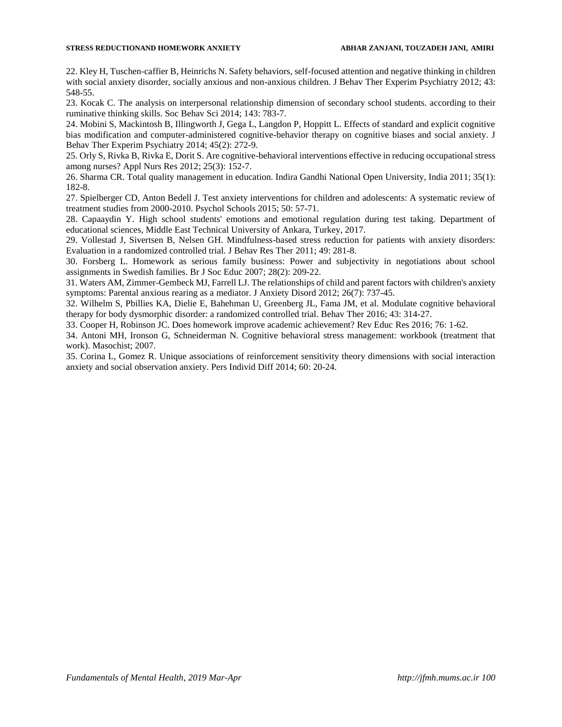22. Kley H, Tuschen-caffier B, Heinrichs N. Safety behaviors, self-focused attention and negative thinking in children with social anxiety disorder, socially anxious and non-anxious children. J Behav Ther Experim Psychiatry 2012; 43: 548-55.

23. Kocak C. The analysis on interpersonal relationship dimension of secondary school students. according to their ruminative thinking skills. Soc Behav Sci 2014; 143: 783-7.

24. Mobini S, Mackintosh B, Illingworth J, Gega L, Langdon P, Hoppitt L. Effects of standard and explicit cognitive bias modification and computer-administered cognitive-behavior therapy on cognitive biases and social anxiety. J Behav Ther Experim Psychiatry 2014; 45(2): 272-9.

25. Orly S, Rivka B, Rivka E, Dorit S. Are cognitive-behavioral interventions effective in reducing occupational stress among nurses? Appl Nurs Res 2012; 25(3): 152-7.

26. Sharma CR. Total quality management in education. Indira Gandhi National Open University, India 2011; 35(1): 182-8.

27. Spielberger CD, Anton Bedell J. Test anxiety interventions for children and adolescents: A systematic review of treatment studies from 2000-2010. Psychol Schools 2015; 50: 57-71.

28. Capaaydin Y. High school students' emotions and emotional regulation during test taking. Department of educational sciences, Middle East Technical University of Ankara, Turkey, 2017.

29. Vollestad J, Sivertsen B, Nelsen GH. Mindfulness-based stress reduction for patients with anxiety disorders: Evaluation in a randomized controlled trial. J Behav Res Ther 2011; 49: 281-8.

30. Forsberg L. Homework as serious family business: Power and subjectivity in negotiations about school assignments in Swedish families. Br J Soc Educ 2007; 28(2): 209-22.

31. Waters AM, Zimmer-Gembeck MJ, Farrell LJ. The relationships of child and parent factors with children's anxiety symptoms: Parental anxious rearing as a mediator. J Anxiety Disord 2012; 26(7): 737-45.

32. Wilhelm S, Pbillies KA, Dielie E, Bahehman U, Greenberg JL, Fama JM, et al. Modulate cognitive behavioral therapy for body dysmorphic disorder: a randomized controlled trial. Behav Ther 2016; 43: 314-27.

33. Cooper H, Robinson JC. Does homework improve academic achievement? Rev Educ Res 2016; 76: 1-62.

34. Antoni MH, Ironson G, Schneiderman N. Cognitive behavioral stress management: workbook (treatment that work). Masochist; 2007.

35. Corina L, Gomez R. Unique associations of reinforcement sensitivity theory dimensions with social interaction anxiety and social observation anxiety. Pers Individ Diff 2014; 60: 20-24.